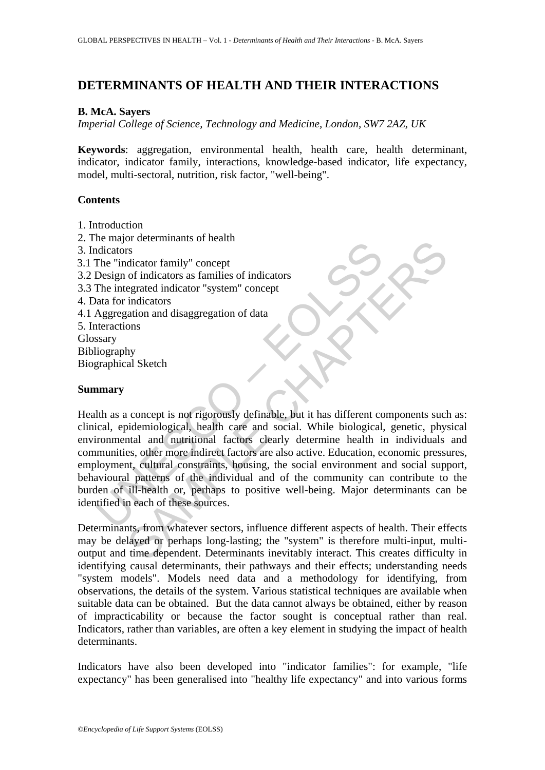# DETERMINANTS OF HEALTH AND THEIR INTERACTIONS

**B. McA. Sayers**

*Imperial College of Science, Technology and Medicine, London, SW7 2AZ, UK*

**Keywords**: aggregation, environmental health, health care, health determinant, indicator, indicator family, interactions, knowledge-based indicator, life expectancy, model, multi-sectoral, nutrition, risk factor, "well-being".

## Contents

1. Introduction
2. The major determinants of health
3. Indicators
3.1 The "indicator family" concept
3.2 Design of indicators as families of indicators
3.3 The integrated indicator "system" concept
4. Data for indicators
4.1 Aggregation and disaggregation of data
5. Interactions

Glossary
Bibliography
Biographical Sketch

## Summary

Health as a concept is not rigorously definable, but it has different components such as: clinical, epidemiological, health care and social. While biological, genetic, physical environmental and nutritional factors clearly determine health in individuals and communities, other more indirect factors are also active. Education, economic pressures, employment, cultural constraints, housing, the social environment and social support, behavioural patterns of the individual and of the community can contribute to the burden of ill-health or, perhaps to positive well-being. Major determinants can be identified in each of these sources.

Determinants, from whatever sectors, influence different aspects of health. Their effects may be delayed or perhaps long-lasting; the "system" is therefore multi-input, multi-output and time dependent. Determinants inevitably interact. This creates difficulty in identifying causal determinants, their pathways and their effects; understanding needs "system models". Models need data and a methodology for identifying, from observations, the details of the system. Various statistical techniques are available when suitable data can be obtained. But the data cannot always be obtained, either by reason of impracticability or because the factor sought is conceptual rather than real. Indicators, rather than variables, are often a key element in studying the impact of health determinants.

Indicators have also been developed into "indicator families": for example, "life expectancy" has been generalised into "healthy life expectancy" and into various forms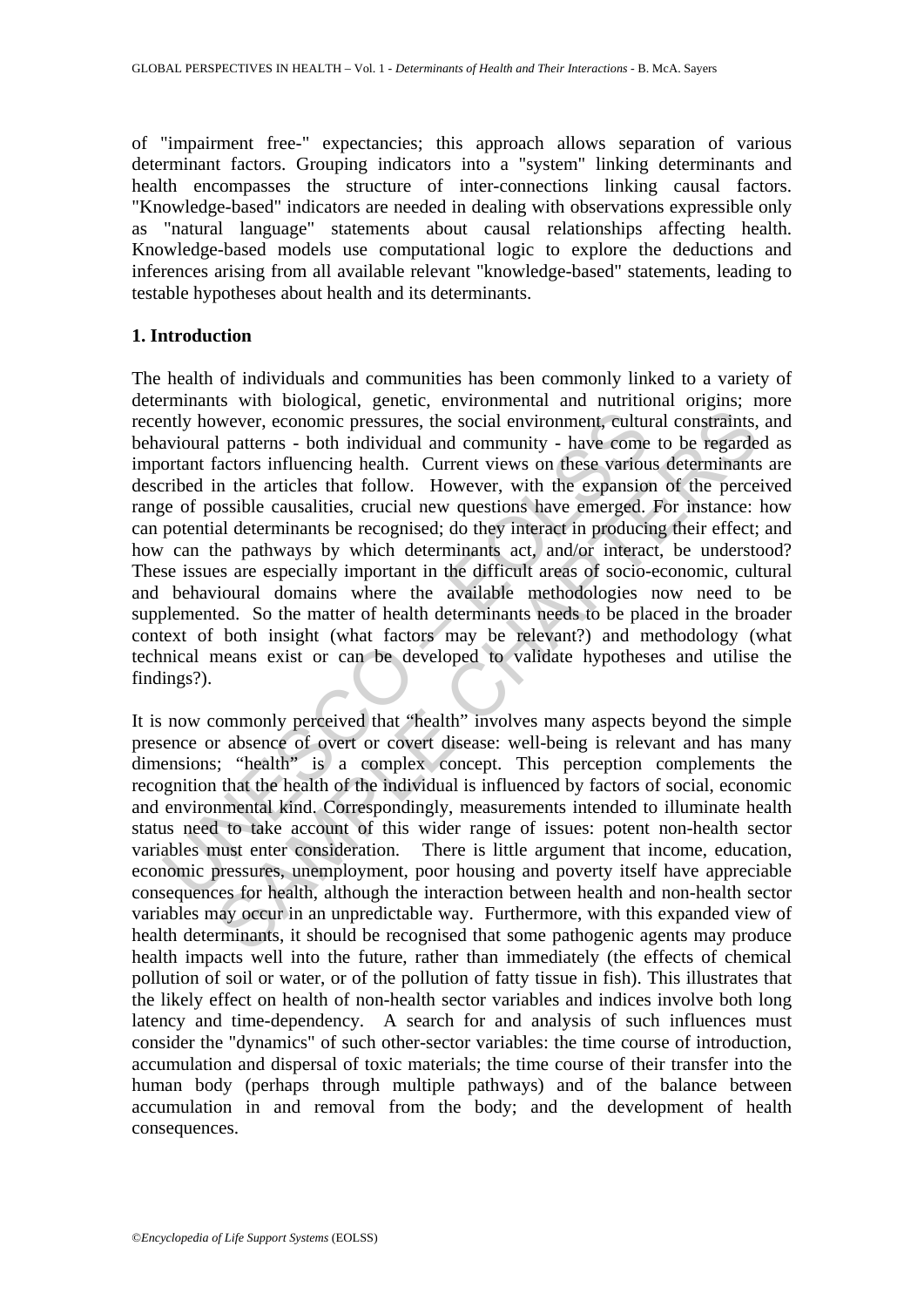of "impairment free-" expectancies; this approach allows separation of various determinant factors. Grouping indicators into a "system" linking determinants and health encompasses the structure of inter-connections linking causal factors. "Knowledge-based" indicators are needed in dealing with observations expressible only as "natural language" statements about causal relationships affecting health. Knowledge-based models use computational logic to explore the deductions and inferences arising from all available relevant "knowledge-based" statements, leading to testable hypotheses about health and its determinants.

## 1. Introduction

The health of individuals and communities has been commonly linked to a variety of determinants with biological, genetic, environmental and nutritional origins; more recently however, economic pressures, the social environment, cultural constraints, and behavioural patterns - both individual and community - have come to be regarded as important factors influencing health. Current views on these various determinants are described in the articles that follow. However, with the expansion of the perceived range of possible causalities, crucial new questions have emerged. For instance: how can potential determinants be recognised; do they interact in producing their effect; and how can the pathways by which determinants act, and/or interact, be understood? These issues are especially important in the difficult areas of socio-economic, cultural and behavioural domains where the available methodologies now need to be supplemented. So the matter of health determinants needs to be placed in the broader context of both insight (what factors may be relevant?) and methodology (what technical means exist or can be developed to validate hypotheses and utilise the findings?).

It is now commonly perceived that "health" involves many aspects beyond the simple presence or absence of overt or covert disease: well-being is relevant and has many dimensions; "health" is a complex concept. This perception complements the recognition that the health of the individual is influenced by factors of social, economic and environmental kind. Correspondingly, measurements intended to illuminate health status need to take account of this wider range of issues: potent non-health sector variables must enter consideration. There is little argument that income, education, economic pressures, unemployment, poor housing and poverty itself have appreciable consequences for health, although the interaction between health and non-health sector variables may occur in an unpredictable way. Furthermore, with this expanded view of health determinants, it should be recognised that some pathogenic agents may produce health impacts well into the future, rather than immediately (the effects of chemical pollution of soil or water, or of the pollution of fatty tissue in fish). This illustrates that the likely effect on health of non-health sector variables and indices involve both long latency and time-dependency. A search for and analysis of such influences must consider the "dynamics" of such other-sector variables: the time course of introduction, accumulation and dispersal of toxic materials; the time course of their transfer into the human body (perhaps through multiple pathways) and of the balance between accumulation in and removal from the body; and the development of health consequences.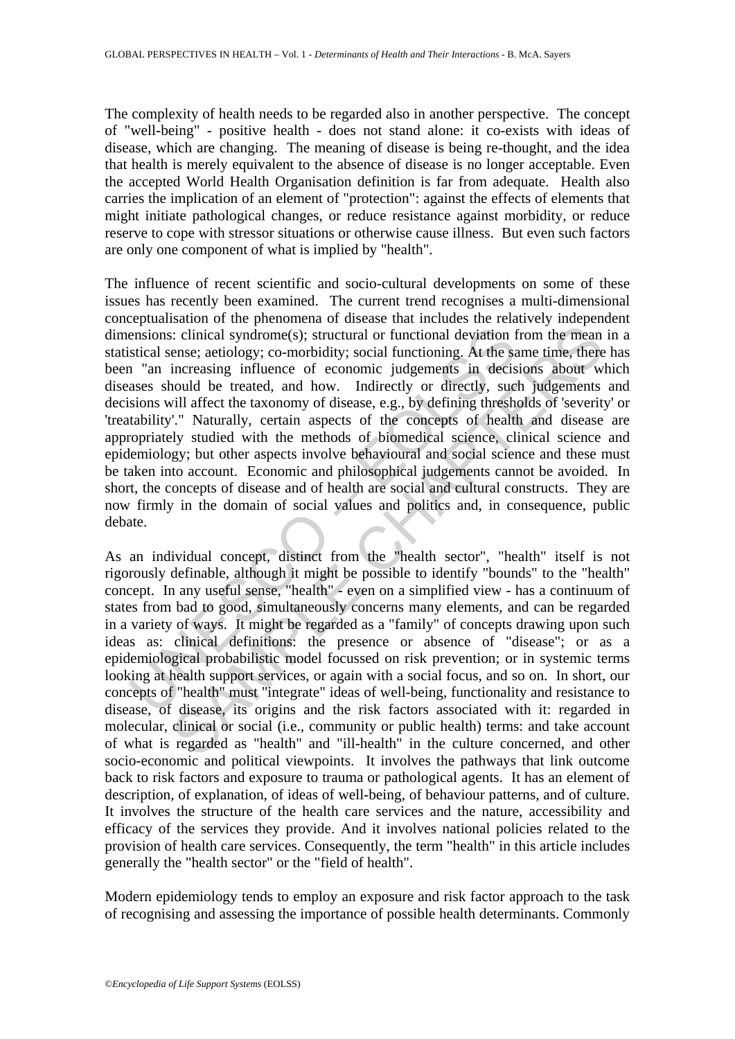The complexity of health needs to be regarded also in another perspective. The concept of "well-being" - positive health - does not stand alone: it co-exists with ideas of disease, which are changing. The meaning of disease is being re-thought, and the idea that health is merely equivalent to the absence of disease is no longer acceptable. Even the accepted World Health Organisation definition is far from adequate. Health also carries the implication of an element of "protection": against the effects of elements that might initiate pathological changes, or reduce resistance against morbidity, or reduce reserve to cope with stressor situations or otherwise cause illness. But even such factors are only one component of what is implied by "health".

The influence of recent scientific and socio-cultural developments on some of these issues has recently been examined. The current trend recognises a multi-dimensional conceptualisation of the phenomena of disease that includes the relatively independent dimensions: clinical syndrome(s); structural or functional deviation from the mean in a statistical sense; aetiology; co-morbidity; social functioning. At the same time, there has been "an increasing influence of economic judgements in decisions about which diseases should be treated, and how. Indirectly or directly, such judgements and decisions will affect the taxonomy of disease, e.g., by defining thresholds of 'severity' or 'treatability'." Naturally, certain aspects of the concepts of health and disease are appropriately studied with the methods of biomedical science, clinical science and epidemiology; but other aspects involve behavioural and social science and these must be taken into account. Economic and philosophical judgements cannot be avoided. In short, the concepts of disease and of health are social and cultural constructs. They are now firmly in the domain of social values and politics and, in consequence, public debate.

As an individual concept, distinct from the "health sector", "health" itself is not rigorously definable, although it might be possible to identify "bounds" to the "health" concept. In any useful sense, "health" - even on a simplified view - has a continuum of states from bad to good, simultaneously concerns many elements, and can be regarded in a variety of ways. It might be regarded as a "family" of concepts drawing upon such ideas as: clinical definitions: the presence or absence of "disease"; or as a epidemiological probabilistic model focussed on risk prevention; or in systemic terms looking at health support services, or again with a social focus, and so on. In short, our concepts of "health" must "integrate" ideas of well-being, functionality and resistance to disease, of disease, its origins and the risk factors associated with it: regarded in molecular, clinical or social (i.e., community or public health) terms: and take account of what is regarded as "health" and "ill-health" in the culture concerned, and other socio-economic and political viewpoints. It involves the pathways that link outcome back to risk factors and exposure to trauma or pathological agents. It has an element of description, of explanation, of ideas of well-being, of behaviour patterns, and of culture. It involves the structure of the health care services and the nature, accessibility and efficacy of the services they provide. And it involves national policies related to the provision of health care services. Consequently, the term "health" in this article includes generally the "health sector" or the "field of health".

Modern epidemiology tends to employ an exposure and risk factor approach to the task of recognising and assessing the importance of possible health determinants. Commonly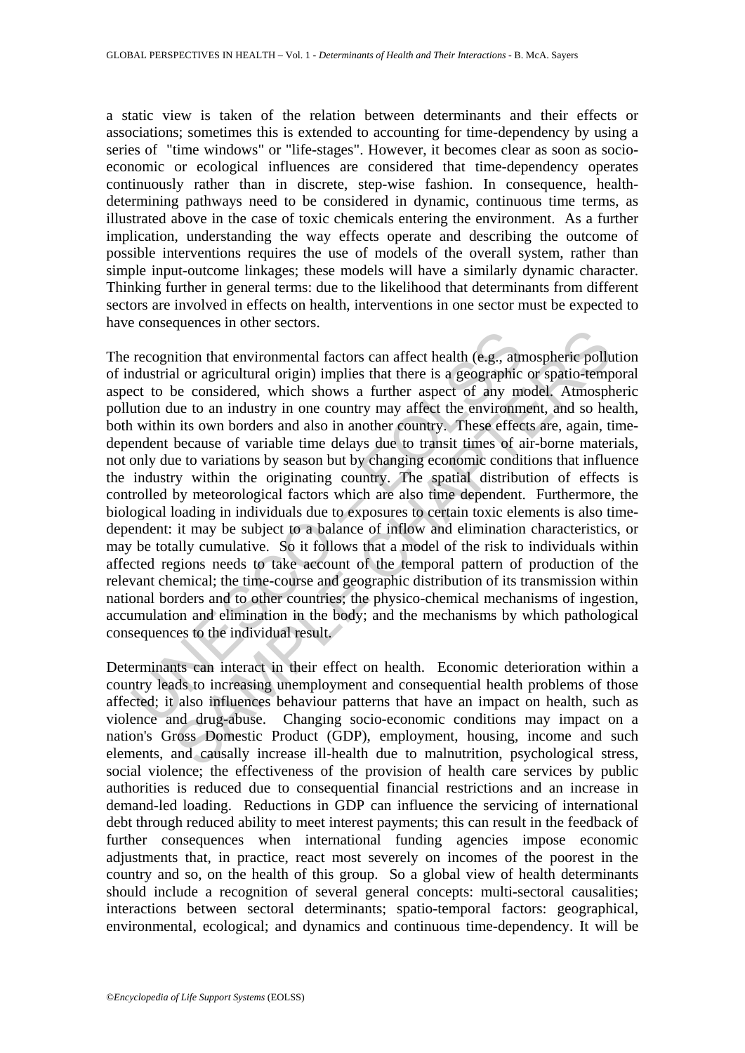a static view is taken of the relation between determinants and their effects or associations; sometimes this is extended to accounting for time-dependency by using a series of "time windows" or "life-stages". However, it becomes clear as soon as socio-economic or ecological influences are considered that time-dependency operates continuously rather than in discrete, step-wise fashion. In consequence, health-determining pathways need to be considered in dynamic, continuous time terms, as illustrated above in the case of toxic chemicals entering the environment. As a further implication, understanding the way effects operate and describing the outcome of possible interventions requires the use of models of the overall system, rather than simple input-outcome linkages; these models will have a similarly dynamic character. Thinking further in general terms: due to the likelihood that determinants from different sectors are involved in effects on health, interventions in one sector must be expected to have consequences in other sectors.

The recognition that environmental factors can affect health (e.g., atmospheric pollution of industrial or agricultural origin) implies that there is a geographic or spatio-temporal aspect to be considered, which shows a further aspect of any model. Atmospheric pollution due to an industry in one country may affect the environment, and so health, both within its own borders and also in another country. These effects are, again, time-dependent because of variable time delays due to transit times of air-borne materials, not only due to variations by season but by changing economic conditions that influence the industry within the originating country. The spatial distribution of effects is controlled by meteorological factors which are also time dependent. Furthermore, the biological loading in individuals due to exposures to certain toxic elements is also time-dependent: it may be subject to a balance of inflow and elimination characteristics, or may be totally cumulative. So it follows that a model of the risk to individuals within affected regions needs to take account of the temporal pattern of production of the relevant chemical; the time-course and geographic distribution of its transmission within national borders and to other countries; the physico-chemical mechanisms of ingestion, accumulation and elimination in the body; and the mechanisms by which pathological consequences to the individual result.

Determinants can interact in their effect on health. Economic deterioration within a country leads to increasing unemployment and consequential health problems of those affected; it also influences behaviour patterns that have an impact on health, such as violence and drug-abuse. Changing socio-economic conditions may impact on a nation's Gross Domestic Product (GDP), employment, housing, income and such elements, and causally increase ill-health due to malnutrition, psychological stress, social violence; the effectiveness of the provision of health care services by public authorities is reduced due to consequential financial restrictions and an increase in demand-led loading. Reductions in GDP can influence the servicing of international debt through reduced ability to meet interest payments; this can result in the feedback of further consequences when international funding agencies impose economic adjustments that, in practice, react most severely on incomes of the poorest in the country and so, on the health of this group. So a global view of health determinants should include a recognition of several general concepts: multi-sectoral causalities; interactions between sectoral determinants; spatio-temporal factors: geographical, environmental, ecological; and dynamics and continuous time-dependency. It will be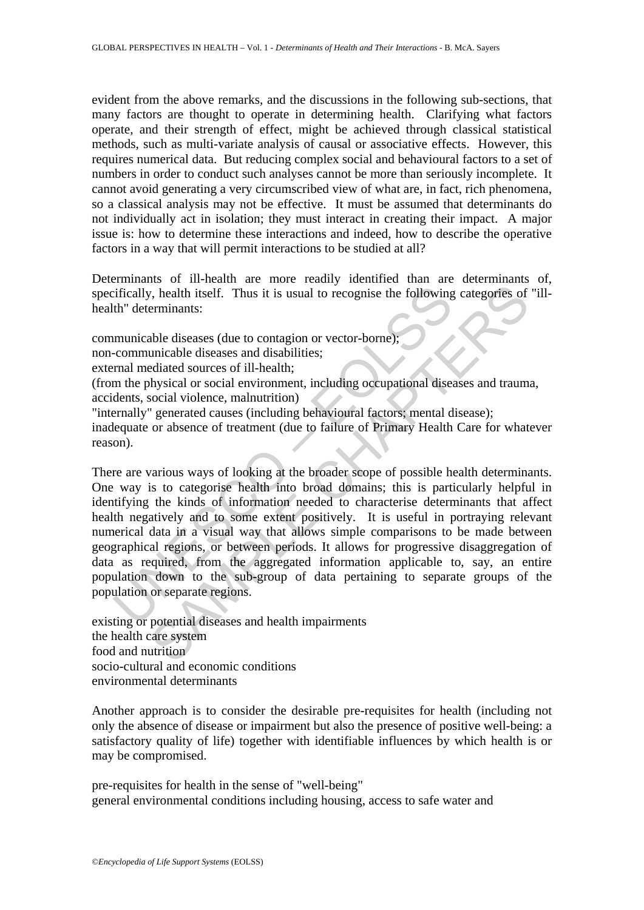evident from the above remarks, and the discussions in the following sub-sections, that many factors are thought to operate in determining health. Clarifying what factors operate, and their strength of effect, might be achieved through classical statistical methods, such as multi-variate analysis of causal or associative effects. However, this requires numerical data. But reducing complex social and behavioural factors to a set of numbers in order to conduct such analyses cannot be more than seriously incomplete. It cannot avoid generating a very circumscribed view of what are, in fact, rich phenomena, so a classical analysis may not be effective. It must be assumed that determinants do not individually act in isolation; they must interact in creating their impact. A major issue is: how to determine these interactions and indeed, how to describe the operative factors in a way that will permit interactions to be studied at all?

Determinants of ill-health are more readily identified than are determinants of, specifically, health itself. Thus it is usual to recognise the following categories of "ill-health" determinants:

communicable diseases (due to contagion or vector-borne);
non-communicable diseases and disabilities;
external mediated sources of ill-health;
(from the physical or social environment, including occupational diseases and trauma, accidents, social violence, malnutrition)
"internally" generated causes (including behavioural factors; mental disease);
inadequate or absence of treatment (due to failure of Primary Health Care for whatever reason).

There are various ways of looking at the broader scope of possible health determinants. One way is to categorise health into broad domains; this is particularly helpful in identifying the kinds of information needed to characterise determinants that affect health negatively and to some extent positively. It is useful in portraying relevant numerical data in a visual way that allows simple comparisons to be made between geographical regions, or between periods. It allows for progressive disaggregation of data as required, from the aggregated information applicable to, say, an entire population down to the sub-group of data pertaining to separate groups of the population or separate regions.

existing or potential diseases and health impairments
the health care system
food and nutrition
socio-cultural and economic conditions
environmental determinants

Another approach is to consider the desirable pre-requisites for health (including not only the absence of disease or impairment but also the presence of positive well-being: a satisfactory quality of life) together with identifiable influences by which health is or may be compromised.

pre-requisites for health in the sense of "well-being"
general environmental conditions including housing, access to safe water and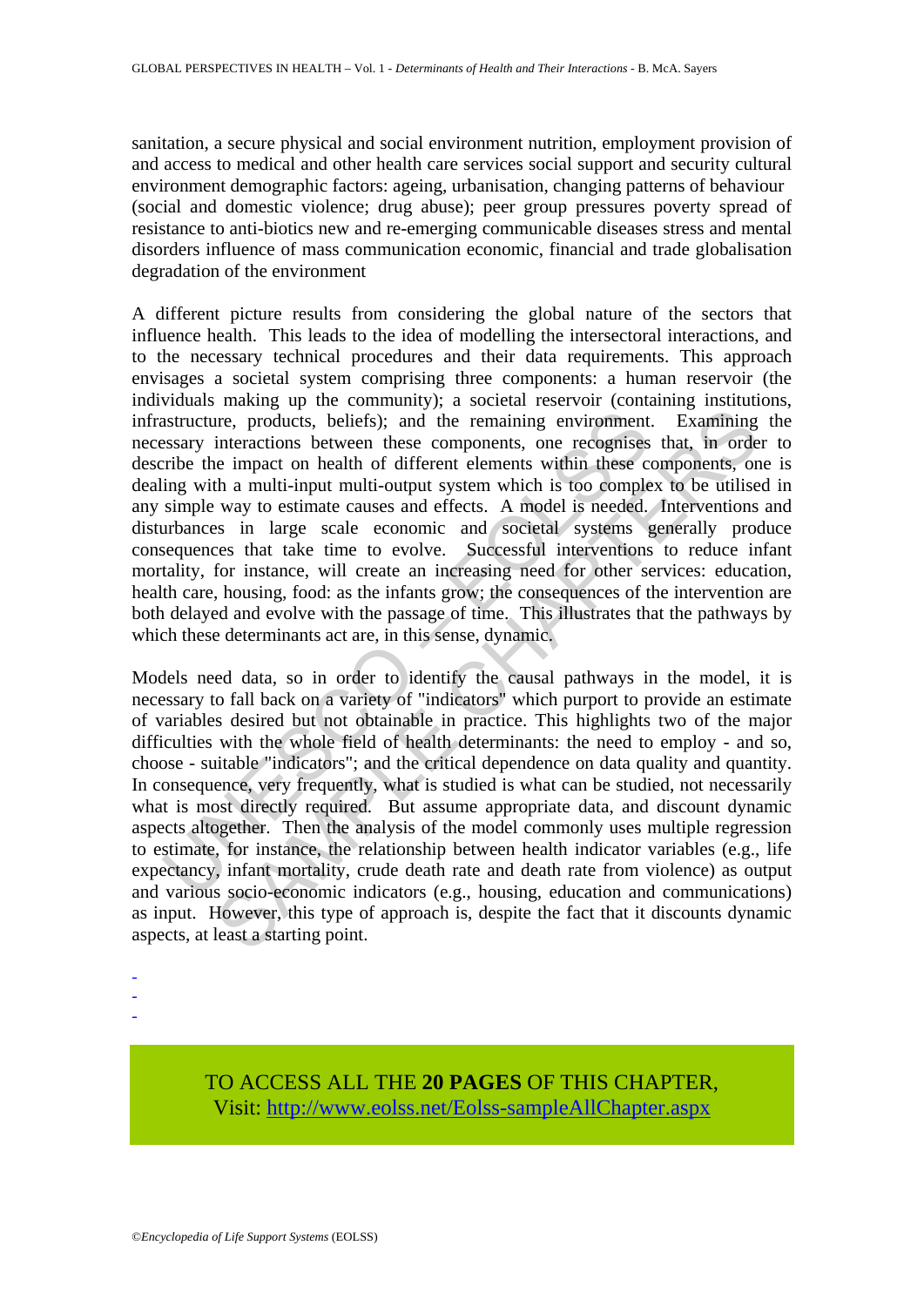sanitation, a secure physical and social environment nutrition, employment provision of and access to medical and other health care services social support and security cultural environment demographic factors: ageing, urbanisation, changing patterns of behaviour (social and domestic violence; drug abuse); peer group pressures poverty spread of resistance to anti-biotics new and re-emerging communicable diseases stress and mental disorders influence of mass communication economic, financial and trade globalisation degradation of the environment

A different picture results from considering the global nature of the sectors that influence health. This leads to the idea of modelling the intersectoral interactions, and to the necessary technical procedures and their data requirements. This approach envisages a societal system comprising three components: a human reservoir (the individuals making up the community); a societal reservoir (containing institutions, infrastructure, products, beliefs); and the remaining environment. Examining the necessary interactions between these components, one recognises that, in order to describe the impact on health of different elements within these components, one is dealing with a multi-input multi-output system which is too complex to be utilised in any simple way to estimate causes and effects. A model is needed. Interventions and disturbances in large scale economic and societal systems generally produce consequences that take time to evolve. Successful interventions to reduce infant mortality, for instance, will create an increasing need for other services: education, health care, housing, food: as the infants grow; the consequences of the intervention are both delayed and evolve with the passage of time. This illustrates that the pathways by which these determinants act are, in this sense, dynamic.

Models need data, so in order to identify the causal pathways in the model, it is necessary to fall back on a variety of "indicators" which purport to provide an estimate of variables desired but not obtainable in practice. This highlights two of the major difficulties with the whole field of health determinants: the need to employ - and so, choose - suitable "indicators"; and the critical dependence on data quality and quantity. In consequence, very frequently, what is studied is what can be studied, not necessarily what is most directly required. But assume appropriate data, and discount dynamic aspects altogether. Then the analysis of the model commonly uses multiple regression to estimate, for instance, the relationship between health indicator variables (e.g., life expectancy, infant mortality, crude death rate and death rate from violence) as output and various socio-economic indicators (e.g., housing, education and communications) as input. However, this type of approach is, despite the fact that it discounts dynamic aspects, at least a starting point.

-
-
-

TO ACCESS ALL THE **20 PAGES** OF THIS CHAPTER,
Visit: http://www.eolss.net/Eolss-sampleAllChapter.aspx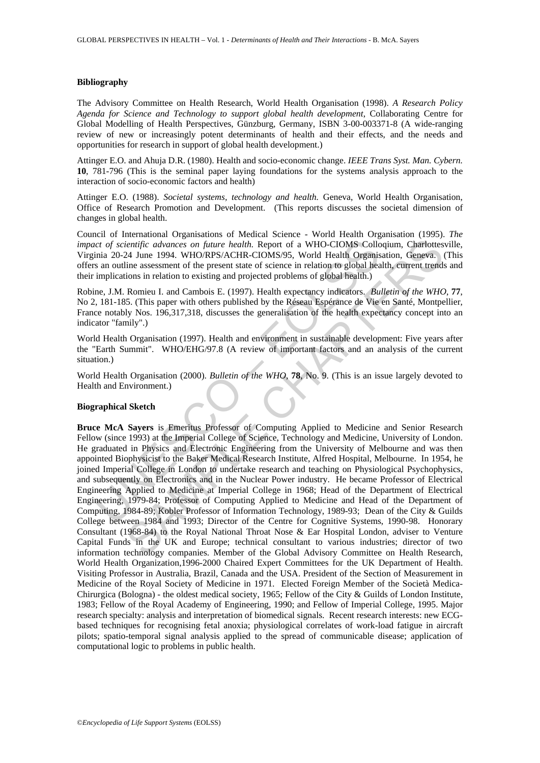### Bibliography

The Advisory Committee on Health Research, World Health Organisation (1998). *A Research Policy Agenda for Science and Technology to support global health development*, Collaborating Centre for Global Modelling of Health Perspectives, Günzburg, Germany, ISBN 3-00-003371-8 (A wide-ranging review of new or increasingly potent determinants of health and their effects, and the needs and opportunities for research in support of global health development.)

Attinger E.O. and Ahuja D.R. (1980). Health and socio-economic change. *IEEE Trans Syst. Man. Cybern.* **10**, 781-796 (This is the seminal paper laying foundations for the systems analysis approach to the interaction of socio-economic factors and health)

Attinger E.O. (1988). *Societal systems, technology and health.* Geneva, World Health Organisation, Office of Research Promotion and Development. (This reports discusses the societal dimension of changes in global health.

Council of International Organisations of Medical Science - World Health Organisation (1995). *The impact of scientific advances on future health.* Report of a WHO-CIOMS Colloqium, Charlottesville, Virginia 20-24 June 1994. WHO/RPS/ACHR-CIOMS/95, World Health Organisation, Geneva. (This offers an outline assessment of the present state of science in relation to global health, current trends and their implications in relation to existing and projected problems of global health.)

Robine, J.M. Romieu I. and Cambois E. (1997). Health expectancy indicators. *Bulletin of the WHO*, **77**, No 2, 181-185. (This paper with others published by the Réseau Espérance de Vie en Santé, Montpellier, France notably Nos. 196,317,318, discusses the generalisation of the health expectancy concept into an indicator "family".)

World Health Organisation (1997). Health and environment in sustainable development: Five years after the "Earth Summit". WHO/EHG/97.8 (A review of important factors and an analysis of the current situation.)

World Health Organisation (2000). *Bulletin of the WHO*, **78**, No. 9. (This is an issue largely devoted to Health and Environment.)

### Biographical Sketch

**Bruce McA Sayers** is Emeritus Professor of Computing Applied to Medicine and Senior Research Fellow (since 1993) at the Imperial College of Science, Technology and Medicine, University of London. He graduated in Physics and Electronic Engineering from the University of Melbourne and was then appointed Biophysicist to the Baker Medical Research Institute, Alfred Hospital, Melbourne. In 1954, he joined Imperial College in London to undertake research and teaching on Physiological Psychophysics, and subsequently on Electronics and in the Nuclear Power industry. He became Professor of Electrical Engineering Applied to Medicine at Imperial College in 1968; Head of the Department of Electrical Engineering, 1979-84; Professor of Computing Applied to Medicine and Head of the Department of Computing, 1984-89; Kobler Professor of Information Technology, 1989-93; Dean of the City & Guilds College between 1984 and 1993; Director of the Centre for Cognitive Systems, 1990-98. Honorary Consultant (1968-84) to the Royal National Throat Nose & Ear Hospital London, adviser to Venture Capital Funds in the UK and Europe; technical consultant to various industries; director of two information technology companies. Member of the Global Advisory Committee on Health Research, World Health Organization,1996-2000 Chaired Expert Committees for the UK Department of Health. Visiting Professor in Australia, Brazil, Canada and the USA. President of the Section of Measurement in Medicine of the Royal Society of Medicine in 1971. Elected Foreign Member of the Società Medica-Chirurgica (Bologna) - the oldest medical society, 1965; Fellow of the City & Guilds of London Institute, 1983; Fellow of the Royal Academy of Engineering, 1990; and Fellow of Imperial College, 1995. Major research specialty: analysis and interpretation of biomedical signals. Recent research interests: new ECG-based techniques for recognising fetal anoxia; physiological correlates of work-load fatigue in aircraft pilots; spatio-temporal signal analysis applied to the spread of communicable disease; application of computational logic to problems in public health.